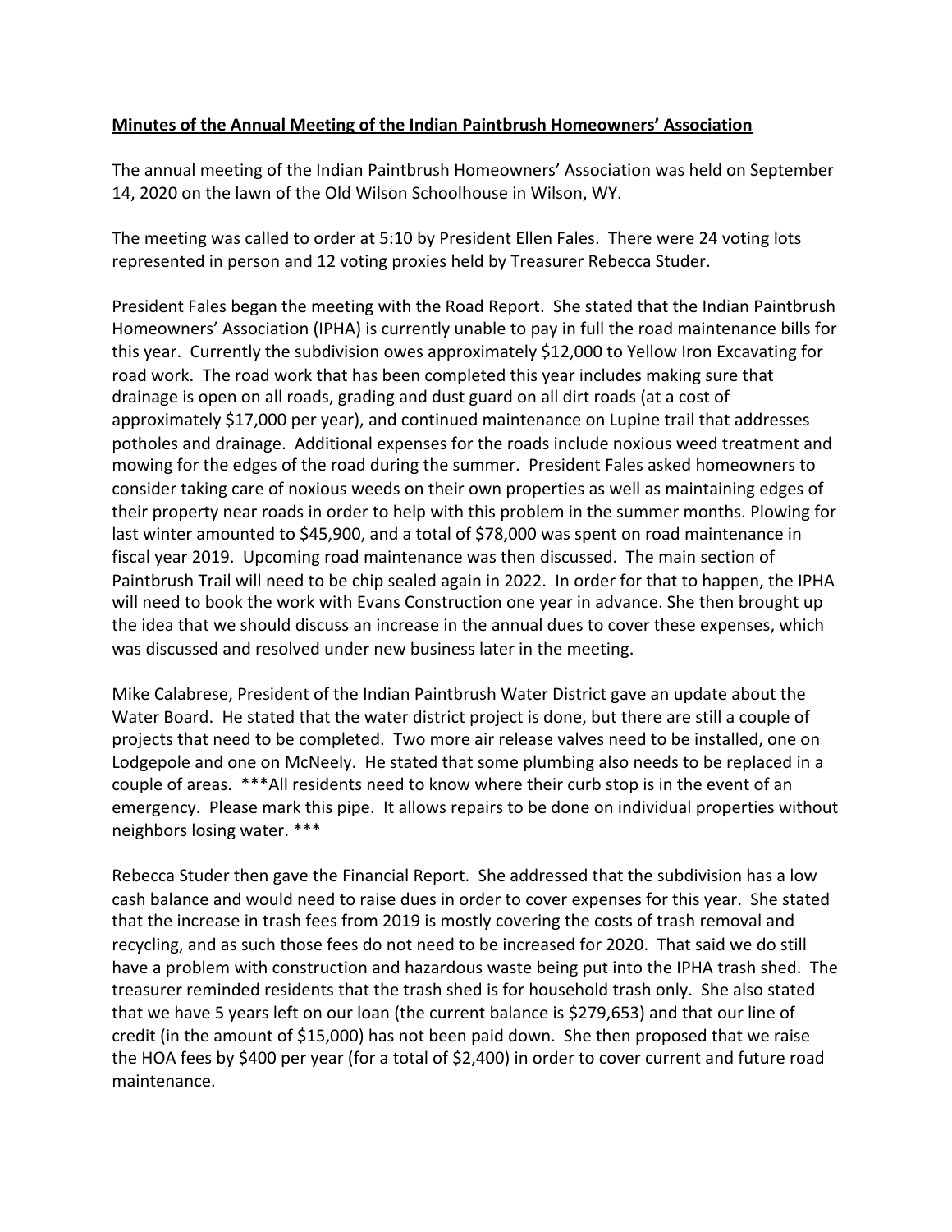**Minutes of the Annual Meeting of the Indian Paintbrush Homeowners' Association**

The annual meeting of the Indian Paintbrush Homeowners' Association was held on September 14, 2020 on the lawn of the Old Wilson Schoolhouse in Wilson, WY.

The meeting was called to order at 5:10 by President Ellen Fales. There were 24 voting lots represented in person and 12 voting proxies held by Treasurer Rebecca Studer.

President Fales began the meeting with the Road Report. She stated that the Indian Paintbrush Homeowners' Association (IPHA) is currently unable to pay in full the road maintenance bills for this year. Currently the subdivision owes approximately $12,000 to Yellow Iron Excavating for road work. The road work that has been completed this year includes making sure that drainage is open on all roads, grading and dust guard on all dirt roads (at a cost of approximately $17,000 per year), and continued maintenance on Lupine trail that addresses potholes and drainage. Additional expenses for the roads include noxious weed treatment and mowing for the edges of the road during the summer. President Fales asked homeowners to consider taking care of noxious weeds on their own properties as well as maintaining edges of their property near roads in order to help with this problem in the summer months. Plowing for last winter amounted to $45,900, and a total of $78,000 was spent on road maintenance in fiscal year 2019. Upcoming road maintenance was then discussed. The main section of Paintbrush Trail will need to be chip sealed again in 2022. In order for that to happen, the IPHA will need to book the work with Evans Construction one year in advance. She then brought up the idea that we should discuss an increase in the annual dues to cover these expenses, which was discussed and resolved under new business later in the meeting.

Mike Calabrese, President of the Indian Paintbrush Water District gave an update about the Water Board. He stated that the water district project is done, but there are still a couple of projects that need to be completed. Two more air release valves need to be installed, one on Lodgepole and one on McNeely. He stated that some plumbing also needs to be replaced in a couple of areas. ***All residents need to know where their curb stop is in the event of an emergency. Please mark this pipe. It allows repairs to be done on individual properties without neighbors losing water. ***

Rebecca Studer then gave the Financial Report. She addressed that the subdivision has a low cash balance and would need to raise dues in order to cover expenses for this year. She stated that the increase in trash fees from 2019 is mostly covering the costs of trash removal and recycling, and as such those fees do not need to be increased for 2020. That said we do still have a problem with construction and hazardous waste being put into the IPHA trash shed. The treasurer reminded residents that the trash shed is for household trash only. She also stated that we have 5 years left on our loan (the current balance is $279,653) and that our line of credit (in the amount of $15,000) has not been paid down. She then proposed that we raise the HOA fees by $400 per year (for a total of $2,400) in order to cover current and future road maintenance.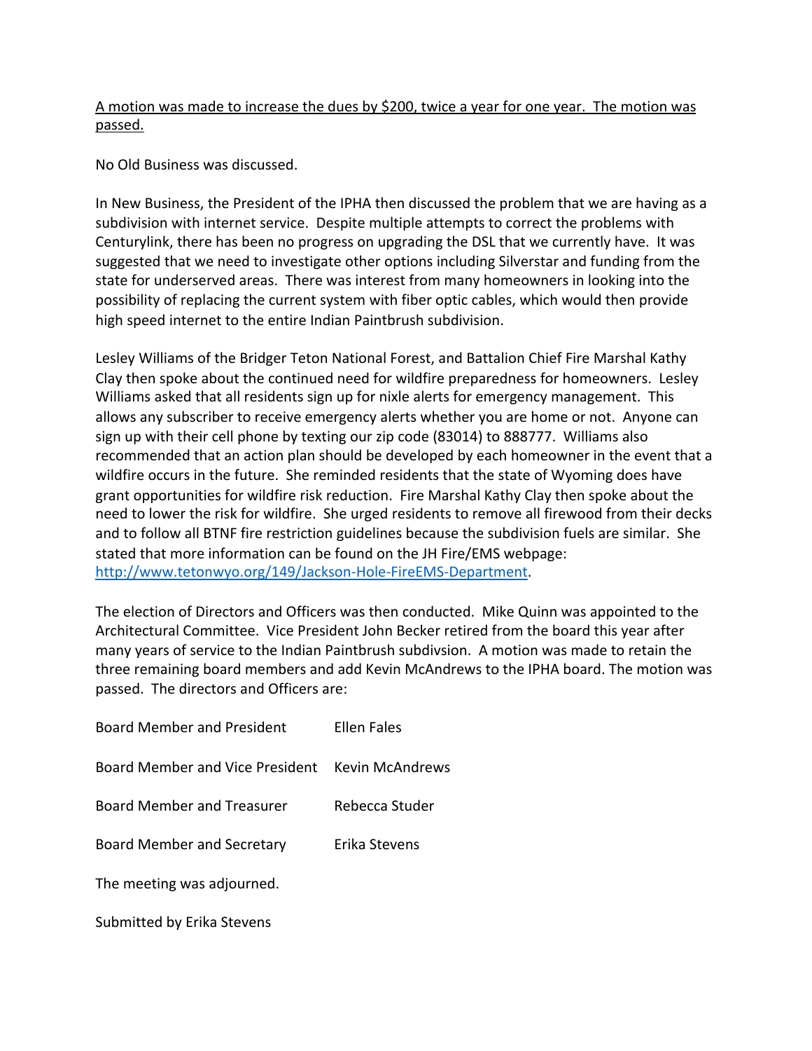<u>A motion was made to increase the dues by $200, twice a year for one year. The motion was passed.</u>

No Old Business was discussed.

In New Business, the President of the IPHA then discussed the problem that we are having as a subdivision with internet service. Despite multiple attempts to correct the problems with Centurylink, there has been no progress on upgrading the DSL that we currently have. It was suggested that we need to investigate other options including Silverstar and funding from the state for underserved areas. There was interest from many homeowners in looking into the possibility of replacing the current system with fiber optic cables, which would then provide high speed internet to the entire Indian Paintbrush subdivision.

Lesley Williams of the Bridger Teton National Forest, and Battalion Chief Fire Marshal Kathy Clay then spoke about the continued need for wildfire preparedness for homeowners. Lesley Williams asked that all residents sign up for nixle alerts for emergency management. This allows any subscriber to receive emergency alerts whether you are home or not. Anyone can sign up with their cell phone by texting our zip code (83014) to 888777. Williams also recommended that an action plan should be developed by each homeowner in the event that a wildfire occurs in the future. She reminded residents that the state of Wyoming does have grant opportunities for wildfire risk reduction. Fire Marshal Kathy Clay then spoke about the need to lower the risk for wildfire. She urged residents to remove all firewood from their decks and to follow all BTNF fire restriction guidelines because the subdivision fuels are similar. She stated that more information can be found on the JH Fire/EMS webpage: [http://www.tetonwyo.org/149/Jackson-Hole-FireEMS-Department](http://www.tetonwyo.org/149/Jackson-Hole-FireEMS-Department).

The election of Directors and Officers was then conducted. Mike Quinn was appointed to the Architectural Committee. Vice President John Becker retired from the board this year after many years of service to the Indian Paintbrush subdivsion. A motion was made to retain the three remaining board members and add Kevin McAndrews to the IPHA board. The motion was passed. The directors and Officers are:

| | |
|---|---|
| Board Member and President | Ellen Fales |
| Board Member and Vice President | Kevin McAndrews |
| Board Member and Treasurer | Rebecca Studer |
| Board Member and Secretary | Erika Stevens |

The meeting was adjourned.

Submitted by Erika Stevens